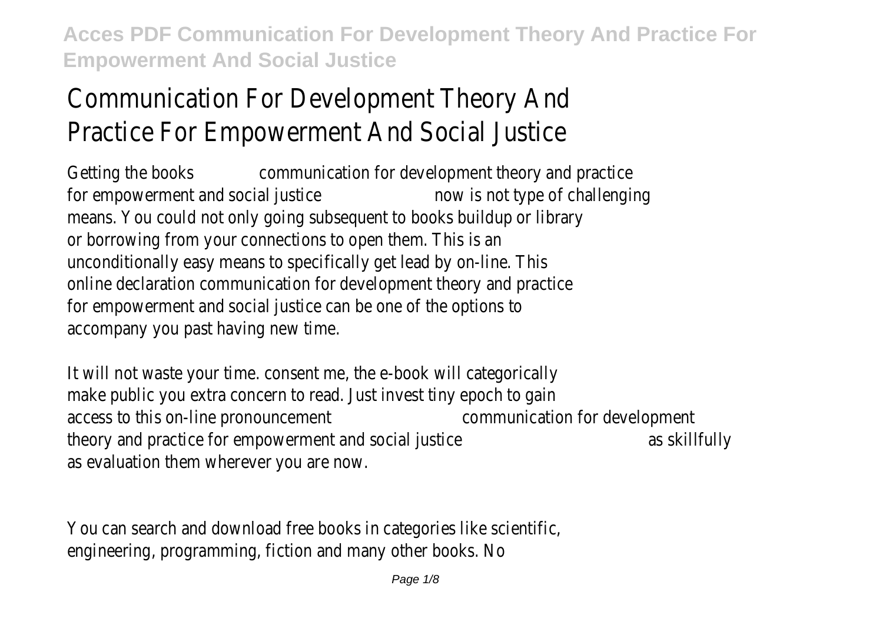# Communication For Development Theory And Practice For Empowerment And Social Justice

Getting the books communication for development theory and practice for empowerment and social justice now is not type of challenging means. You could not only going subsequent to books buildup or library or borrowing from your connections to open them. This is an unconditionally easy means to specifically get lead by on-line. This online declaration communication for development theory and practice for empowerment and social justice can be one of the options to accompany you past having new time.

It will not waste your time. consent me, the e-book will categorically make public you extra concern to read. Just invest tiny epoch to gain access to this on-line pronouncement communication for development theory and practice for empowerment and social justice as skillfully as evaluation them wherever you are now.

You can search and download free books in categories like scientific, engineering, programming, fiction and many other books. No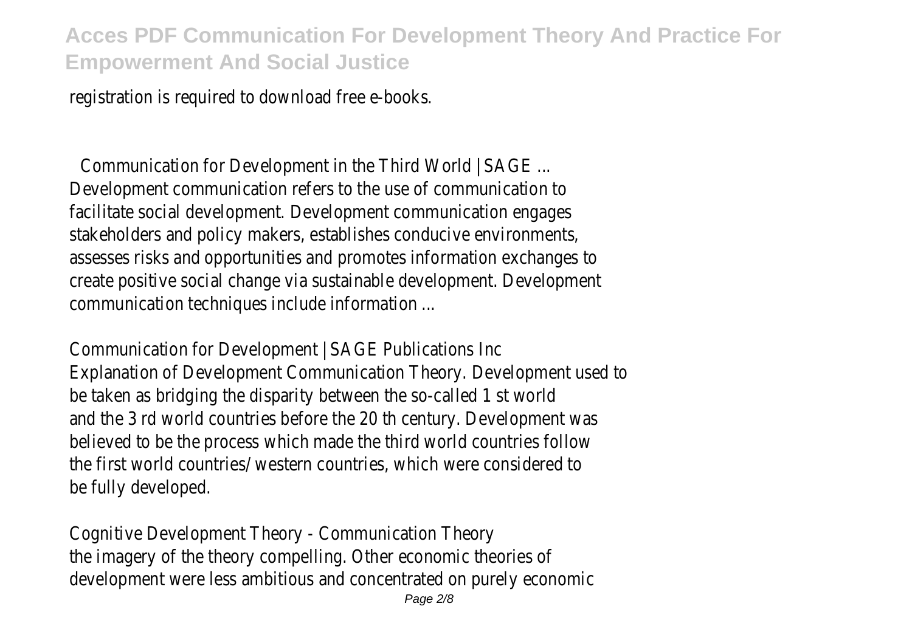registration is required to download free e-books.

## Communication for Development in the Third World | SAGE ...

Development communication refers to the use of communication to facilitate social development. Development communication engages stakeholders and policy makers, establishes conducive environments, assesses risks and opportunities and promotes information exchanges to create positive social change via sustainable development. Development communication techniques include information ...

## Communication for Development | SAGE Publications Inc

Explanation of Development Communication Theory. Development used to be taken as bridging the disparity between the so-called 1 st world and the 3 rd world countries before the 20 th century. Development was believed to be the process which made the third world countries follow the first world countries/ western countries, which were considered to be fully developed.

## Cognitive Development Theory - Communication Theory

the imagery of the theory compelling. Other economic theories of development were less ambitious and concentrated on purely economic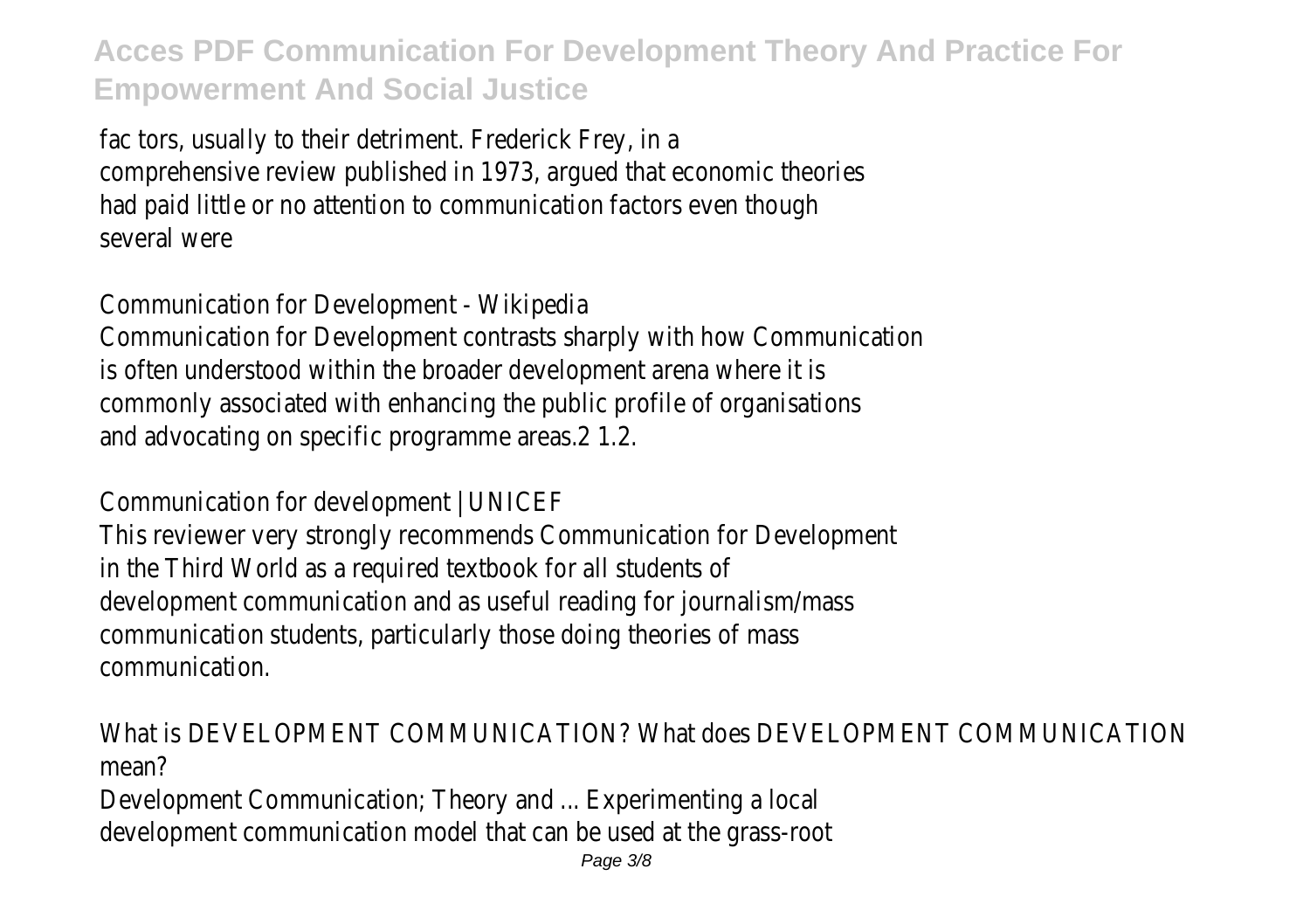fac tors, usually to their detriment. Frederick Frey, in a comprehensive review published in 1973, argued that economic theories had paid little or no attention to communication factors even though several were

Communication for Development - Wikipedia

Communication for Development contrasts sharply with how Communication is often understood within the broader development arena where it is commonly associated with enhancing the public profile of organisations and advocating on specific programme areas.2 1.2.

Communication for development | UNICEF

This reviewer very strongly recommends Communication for Development in the Third World as a required textbook for all students of development communication and as useful reading for journalism/mass communication students, particularly those doing theories of mass communication.

What is DEVELOPMENT COMMUNICATION? What does DEVELOPMENT COMMUNICATION mean?

Development Communication; Theory and ... Experimenting a local development communication model that can be used at the grass-root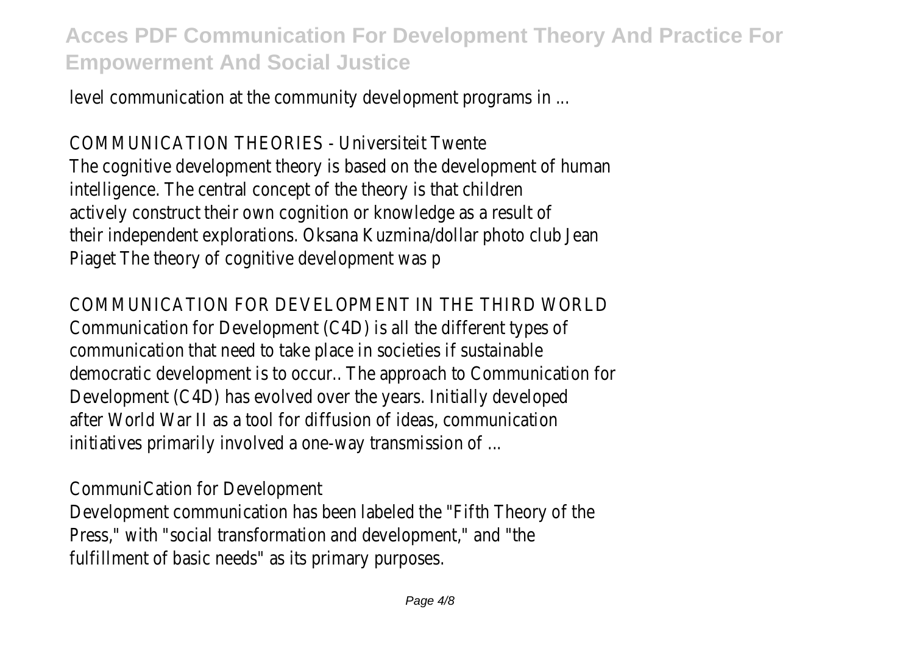level communication at the community development programs in ...

COMMUNICATION THEORIES - Universiteit Twente

The cognitive development theory is based on the development of human intelligence. The central concept of the theory is that children actively construct their own cognition or knowledge as a result of their independent explorations. Oksana Kuzmina/dollar photo club Jean Piaget The theory of cognitive development was p

COMMUNICATION FOR DEVELOPMENT IN THE THIRD WORLD

Communication for Development (C4D) is all the different types of communication that need to take place in societies if sustainable democratic development is to occur.. The approach to Communication for Development (C4D) has evolved over the years. Initially developed after World War II as a tool for diffusion of ideas, communication initiatives primarily involved a one-way transmission of ...

CommuniCation for Development

Development communication has been labeled the "Fifth Theory of the Press," with "social transformation and development," and "the fulfillment of basic needs" as its primary purposes.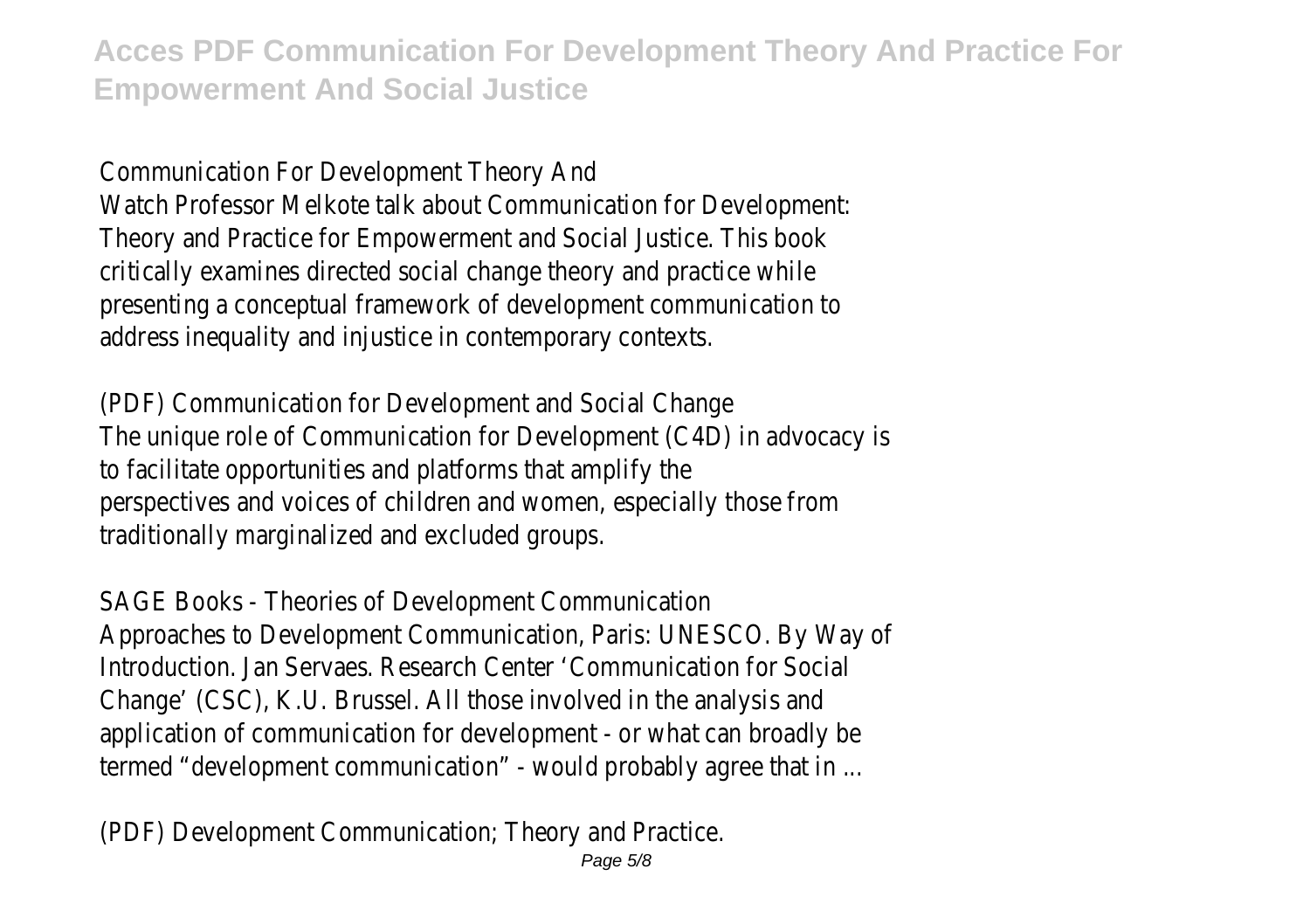Communication For Development Theory And

Watch Professor Melkote talk about Communication for Development: Theory and Practice for Empowerment and Social Justice. This book critically examines directed social change theory and practice while presenting a conceptual framework of development communication to address inequality and injustice in contemporary contexts.

(PDF) Communication for Development and Social Change

The unique role of Communication for Development (C4D) in advocacy is to facilitate opportunities and platforms that amplify the perspectives and voices of children and women, especially those from traditionally marginalized and excluded groups.

SAGE Books - Theories of Development Communication

Approaches to Development Communication, Paris: UNESCO. By Way of Introduction. Jan Servaes. Research Center 'Communication for Social Change' (CSC), K.U. Brussel. All those involved in the analysis and application of communication for development - or what can broadly be termed "development communication" - would probably agree that in ...

(PDF) Development Communication; Theory and Practice.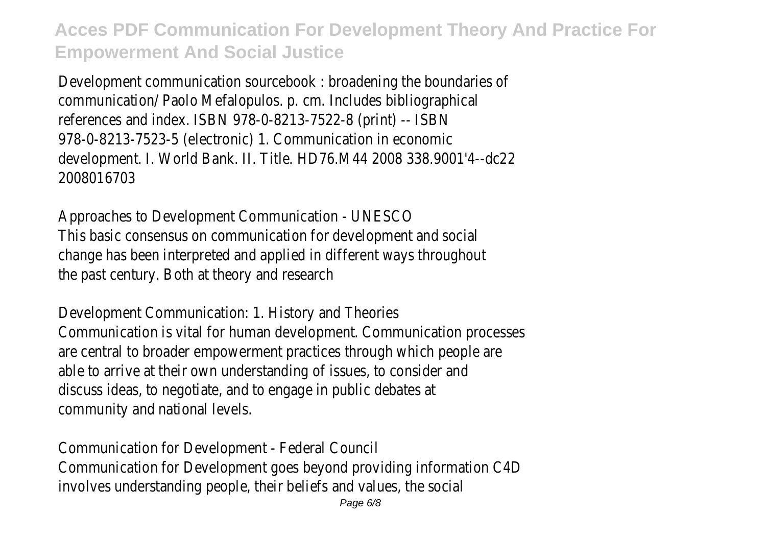Development communication sourcebook : broadening the boundaries of communication/ Paolo Mefalopulos. p. cm. Includes bibliographical references and index. ISBN 978-0-8213-7522-8 (print) -- ISBN 978-0-8213-7523-5 (electronic) 1. Communication in economic development. I. World Bank. II. Title. HD76.M44 2008 338.9001'4--dc22 2008016703

Approaches to Development Communication - UNESCO
This basic consensus on communication for development and social change has been interpreted and applied in different ways throughout the past century. Both at theory and research

Development Communication: 1. History and Theories
Communication is vital for human development. Communication processes are central to broader empowerment practices through which people are able to arrive at their own understanding of issues, to consider and discuss ideas, to negotiate, and to engage in public debates at community and national levels.

Communication for Development - Federal Council
Communication for Development goes beyond providing information C4D involves understanding people, their beliefs and values, the social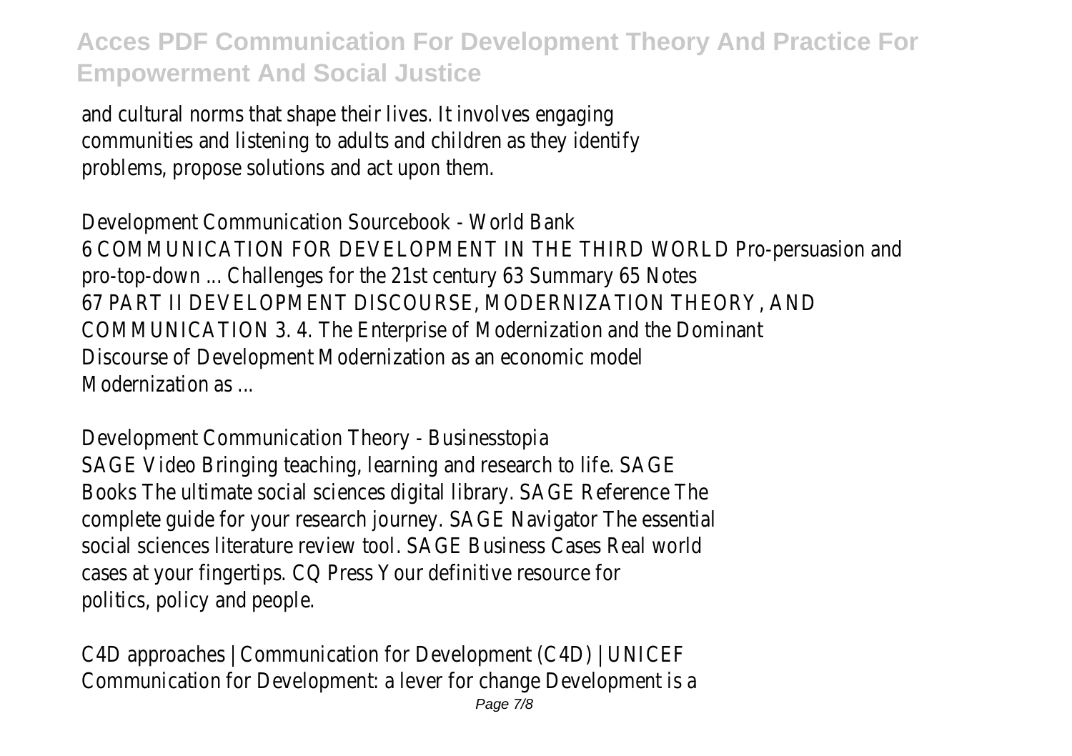and cultural norms that shape their lives. It involves engaging communities and listening to adults and children as they identify problems, propose solutions and act upon them.

Development Communication Sourcebook - World Bank
6 COMMUNICATION FOR DEVELOPMENT IN THE THIRD WORLD Pro-persuasion and pro-top-down ... Challenges for the 21st century 63 Summary 65 Notes 67 PART II DEVELOPMENT DISCOURSE, MODERNIZATION THEORY, AND COMMUNICATION 3. 4. The Enterprise of Modernization and the Dominant Discourse of Development Modernization as an economic model Modernization as ...

Development Communication Theory - Businesstopia
SAGE Video Bringing teaching, learning and research to life. SAGE Books The ultimate social sciences digital library. SAGE Reference The complete guide for your research journey. SAGE Navigator The essential social sciences literature review tool. SAGE Business Cases Real world cases at your fingertips. CQ Press Your definitive resource for politics, policy and people.

C4D approaches | Communication for Development (C4D) | UNICEF
Communication for Development: a lever for change Development is a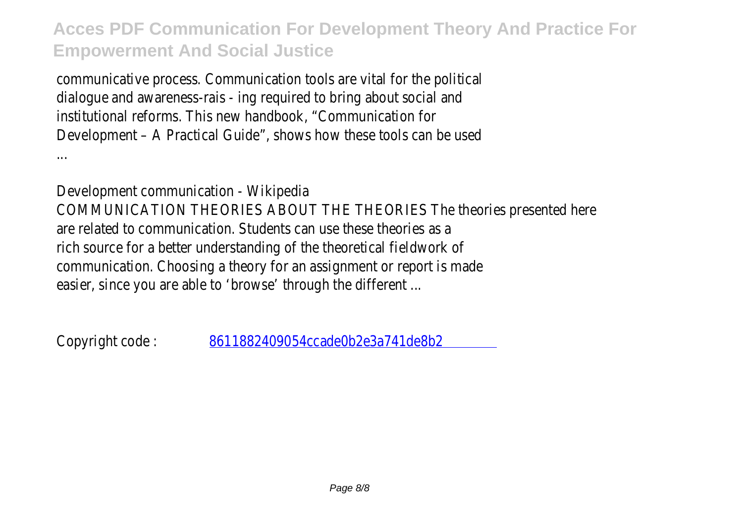communicative process. Communication tools are vital for the political dialogue and awareness-rais - ing required to bring about social and institutional reforms. This new handbook, “Communication for Development – A Practical Guide”, shows how these tools can be used ...

Development communication - Wikipedia
COMMUNICATION THEORIES ABOUT THE THEORIES The theories presented here are related to communication. Students can use these theories as a rich source for a better understanding of the theoretical fieldwork of communication. Choosing a theory for an assignment or report is made easier, since you are able to ‘browse’ through the different ...

Copyright code : 8611882409054ccade0b2e3a741de8b2